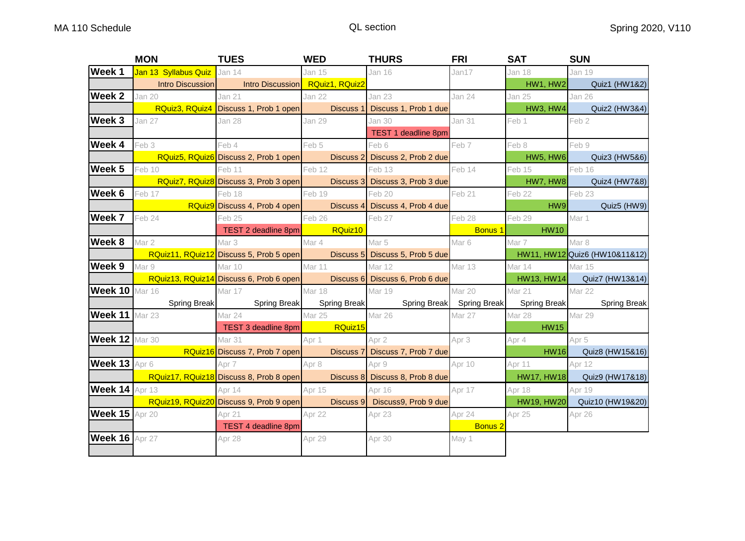MA 110 Schedule

QL section

Spring 2020, V110

| | MON | TUES | WED | THURS | FRI | SAT | SUN |
|---|---|---|---|---|---|---|---|
| Week 1 | Jan 13 Syllabus Quiz | Jan 14 | Jan 15 | Jan 16 | Jan17 | Jan 18 | Jan 19 |
| | Intro Discussion | Intro Discussion | RQuiz1, RQuiz2 | | | HW1, HW2 | Quiz1 (HW1&2) |
| Week 2 | Jan 20 | Jan 21 | Jan 22 | Jan 23 | Jan 24 | Jan 25 | Jan 26 |
| | RQuiz3, RQuiz4 | Discuss 1, Prob 1 open | Discuss 1 | Discuss 1, Prob 1 due | | HW3, HW4 | Quiz2 (HW3&4) |
| Week 3 | Jan 27 | Jan 28 | Jan 29 | Jan 30 | Jan 31 | Feb 1 | Feb 2 |
| | | | | TEST 1 deadline 8pm | | | |
| Week 4 | Feb 3 | Feb 4 | Feb 5 | Feb 6 | Feb 7 | Feb 8 | Feb 9 |
| | RQuiz5, RQuiz6 | Discuss 2, Prob 1 open | Discuss 2 | Discuss 2, Prob 2 due | | HW5, HW6 | Quiz3 (HW5&6) |
| Week 5 | Feb 10 | Feb 11 | Feb 12 | Feb 13 | Feb 14 | Feb 15 | Feb 16 |
| | RQuiz7, RQuiz8 | Discuss 3, Prob 3 open | Discuss 3 | Discuss 3, Prob 3 due | | HW7, HW8 | Quiz4 (HW7&8) |
| Week 6 | Feb 17 | Feb 18 | Feb 19 | Feb 20 | Feb 21 | Feb 22 | Feb 23 |
| | RQuiz9 | Discuss 4, Prob 4 open | Discuss 4 | Discuss 4, Prob 4 due | | HW9 | Quiz5 (HW9) |
| Week 7 | Feb 24 | Feb 25 | Feb 26 | Feb 27 | Feb 28 | Feb 29 | Mar 1 |
| | | TEST 2 deadline 8pm | RQuiz10 | | Bonus 1 | HW10 | |
| Week 8 | Mar 2 | Mar 3 | Mar 4 | Mar 5 | Mar 6 | Mar 7 | Mar 8 |
| | RQuiz11, RQuiz12 | Discuss 5, Prob 5 open | Discuss 5 | Discuss 5, Prob 5 due | | HW11, HW12 | Quiz6 (HW10&11&12) |
| Week 9 | Mar 9 | Mar 10 | Mar 11 | Mar 12 | Mar 13 | Mar 14 | Mar 15 |
| | RQuiz13, RQuiz14 | Discuss 6, Prob 6 open | Discuss 6 | Discuss 6, Prob 6 due | | HW13, HW14 | Quiz7 (HW13&14) |
| Week 10 | Mar 16 | Mar 17 | Mar 18 | Mar 19 | Mar 20 | Mar 21 | Mar 22 |
| | Spring Break | Spring Break | Spring Break | Spring Break | Spring Break | Spring Break | Spring Break |
| Week 11 | Mar 23 | Mar 24 | Mar 25 | Mar 26 | Mar 27 | Mar 28 | Mar 29 |
| | | TEST 3 deadline 8pm | RQuiz15 | | | HW15 | |
| Week 12 | Mar 30 | Mar 31 | Apr 1 | Apr 2 | Apr 3 | Apr 4 | Apr 5 |
| | RQuiz16 | Discuss 7, Prob 7 open | Discuss 7 | Discuss 7, Prob 7 due | | HW16 | Quiz8 (HW15&16) |
| Week 13 | Apr 6 | Apr 7 | Apr 8 | Apr 9 | Apr 10 | Apr 11 | Apr 12 |
| | RQuiz17, RQuiz18 | Discuss 8, Prob 8 open | Discuss 8 | Discuss 8, Prob 8 due | | HW17, HW18 | Quiz9 (HW17&18) |
| Week 14 | Apr 13 | Apr 14 | Apr 15 | Apr 16 | Apr 17 | Apr 18 | Apr 19 |
| | RQuiz19, RQuiz20 | Discuss 9, Prob 9 open | Discuss 9 | Discuss9, Prob 9 due | | HW19, HW20 | Quiz10 (HW19&20) |
| Week 15 | Apr 20 | Apr 21 | Apr 22 | Apr 23 | Apr 24 | Apr 25 | Apr 26 |
| | | TEST 4 deadline 8pm | | | Bonus 2 | | |
| Week 16 | Apr 27 | Apr 28 | Apr 29 | Apr 30 | May 1 | | |
| | | | | | | | |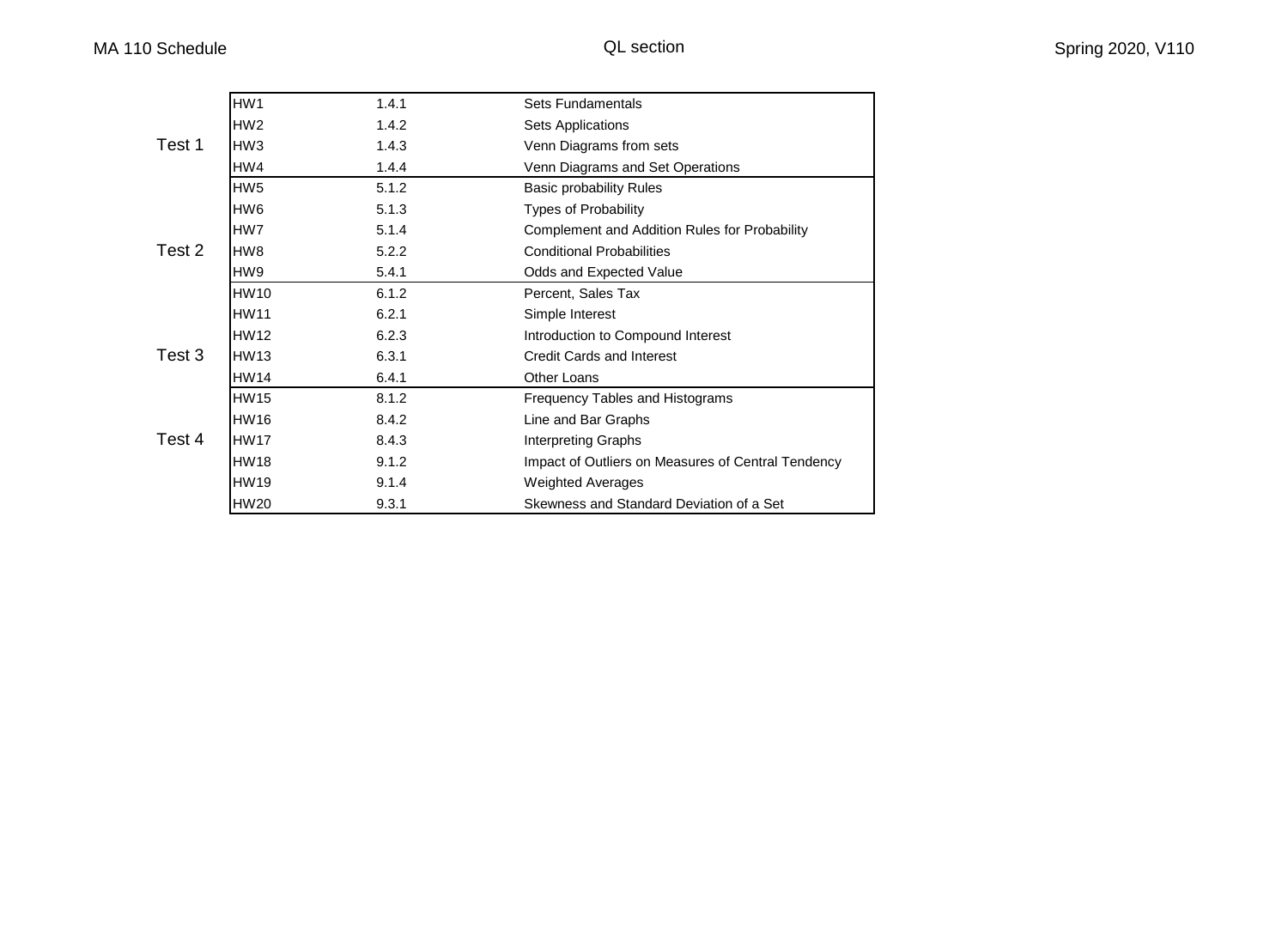| | | | |
|---|---|---|---|
| Test 1 | HW1 | 1.4.1 | Sets Fundamentals |
| | HW2 | 1.4.2 | Sets Applications |
| | HW3 | 1.4.3 | Venn Diagrams from sets |
| | HW4 | 1.4.4 | Venn Diagrams and Set Operations |
| Test 2 | HW5 | 5.1.2 | Basic probability Rules |
| | HW6 | 5.1.3 | Types of Probability |
| | HW7 | 5.1.4 | Complement and Addition Rules for Probability |
| | HW8 | 5.2.2 | Conditional Probabilities |
| | HW9 | 5.4.1 | Odds and Expected Value |
| Test 3 | HW10 | 6.1.2 | Percent, Sales Tax |
| | HW11 | 6.2.1 | Simple Interest |
| | HW12 | 6.2.3 | Introduction to Compound Interest |
| | HW13 | 6.3.1 | Credit Cards and Interest |
| | HW14 | 6.4.1 | Other Loans |
| Test 4 | HW15 | 8.1.2 | Frequency Tables and Histograms |
| | HW16 | 8.4.2 | Line and Bar Graphs |
| | HW17 | 8.4.3 | Interpreting Graphs |
| | HW18 | 9.1.2 | Impact of Outliers on Measures of Central Tendency |
| | HW19 | 9.1.4 | Weighted Averages |
| | HW20 | 9.3.1 | Skewness and Standard Deviation of a Set |